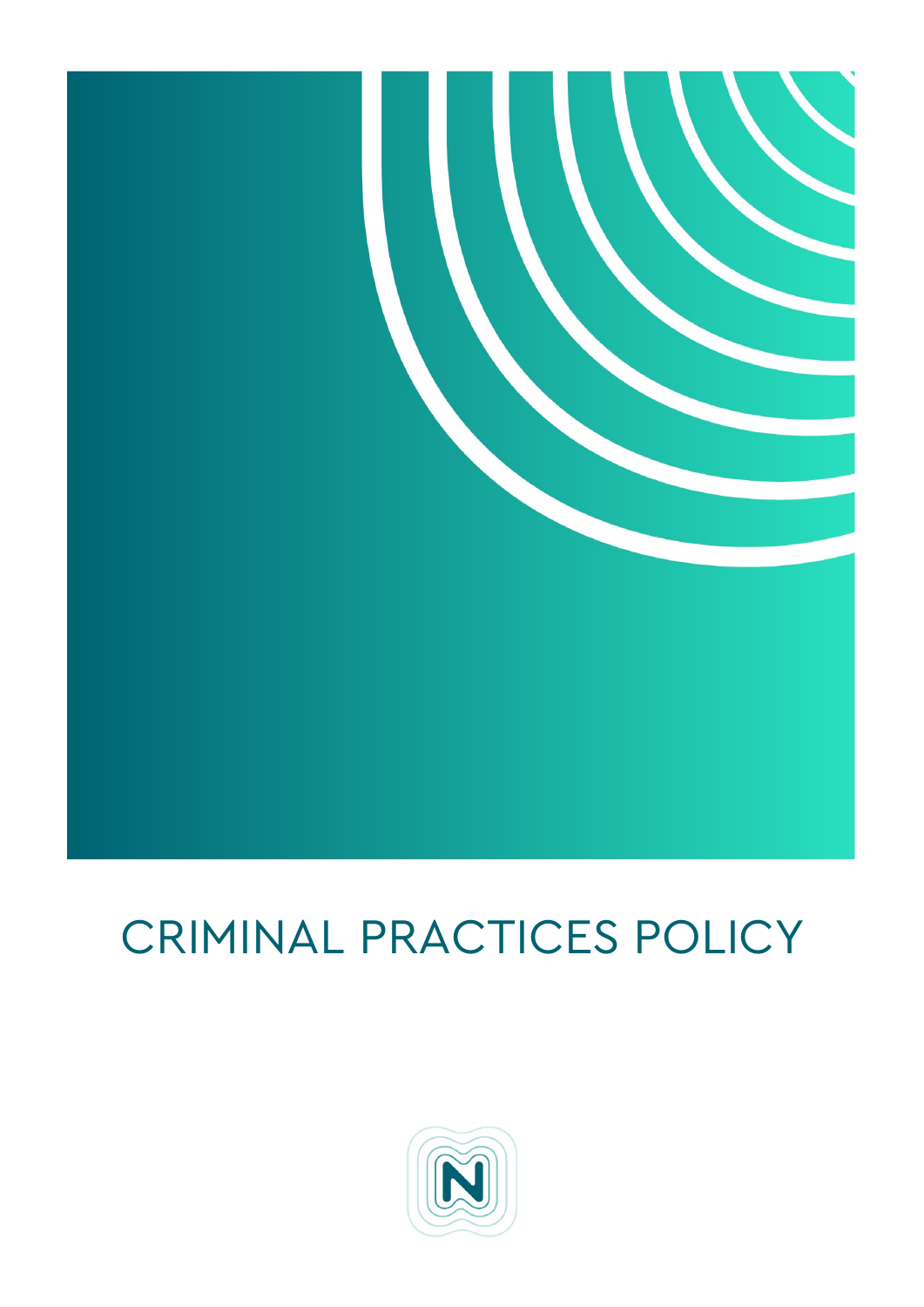# CRIMINAL PRACTICES POLICY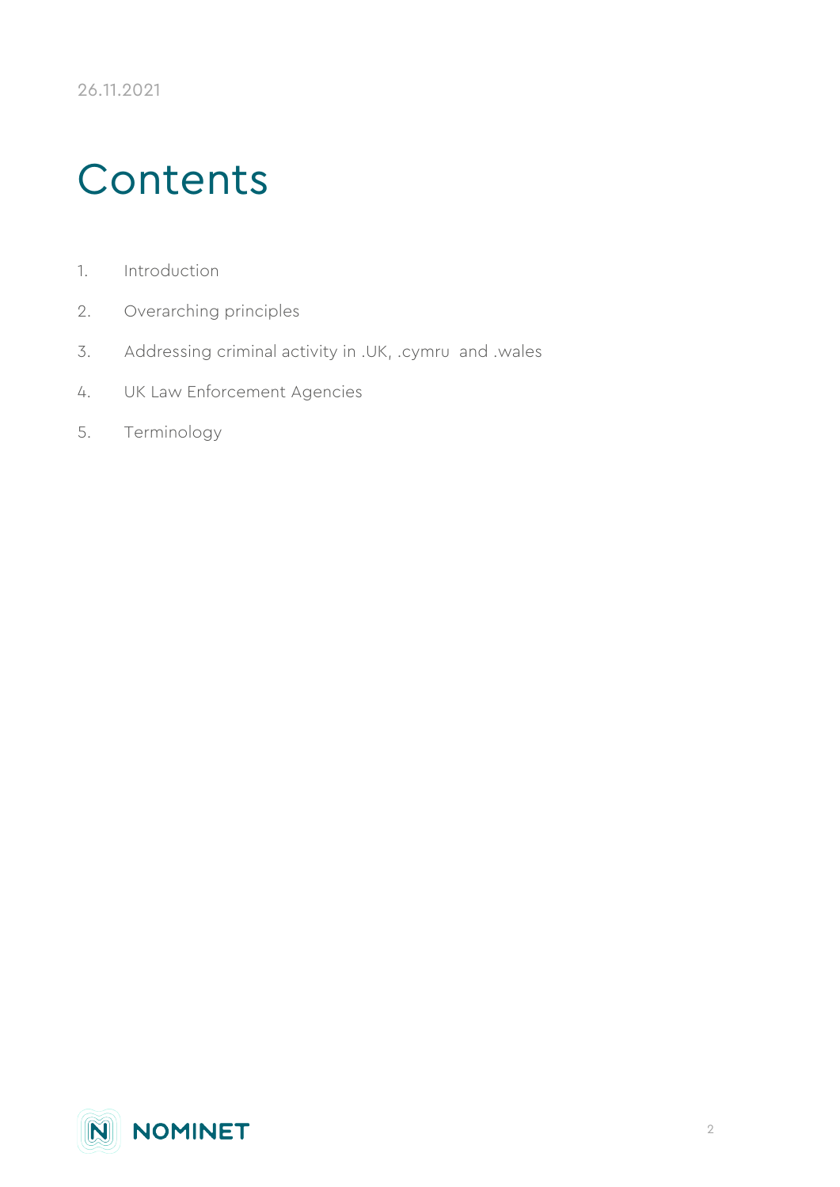26.11.2021

# Contents

1. Introduction
2. Overarching principles
3. Addressing criminal activity in .UK, .cymru and .wales
4. UK Law Enforcement Agencies
5. Terminology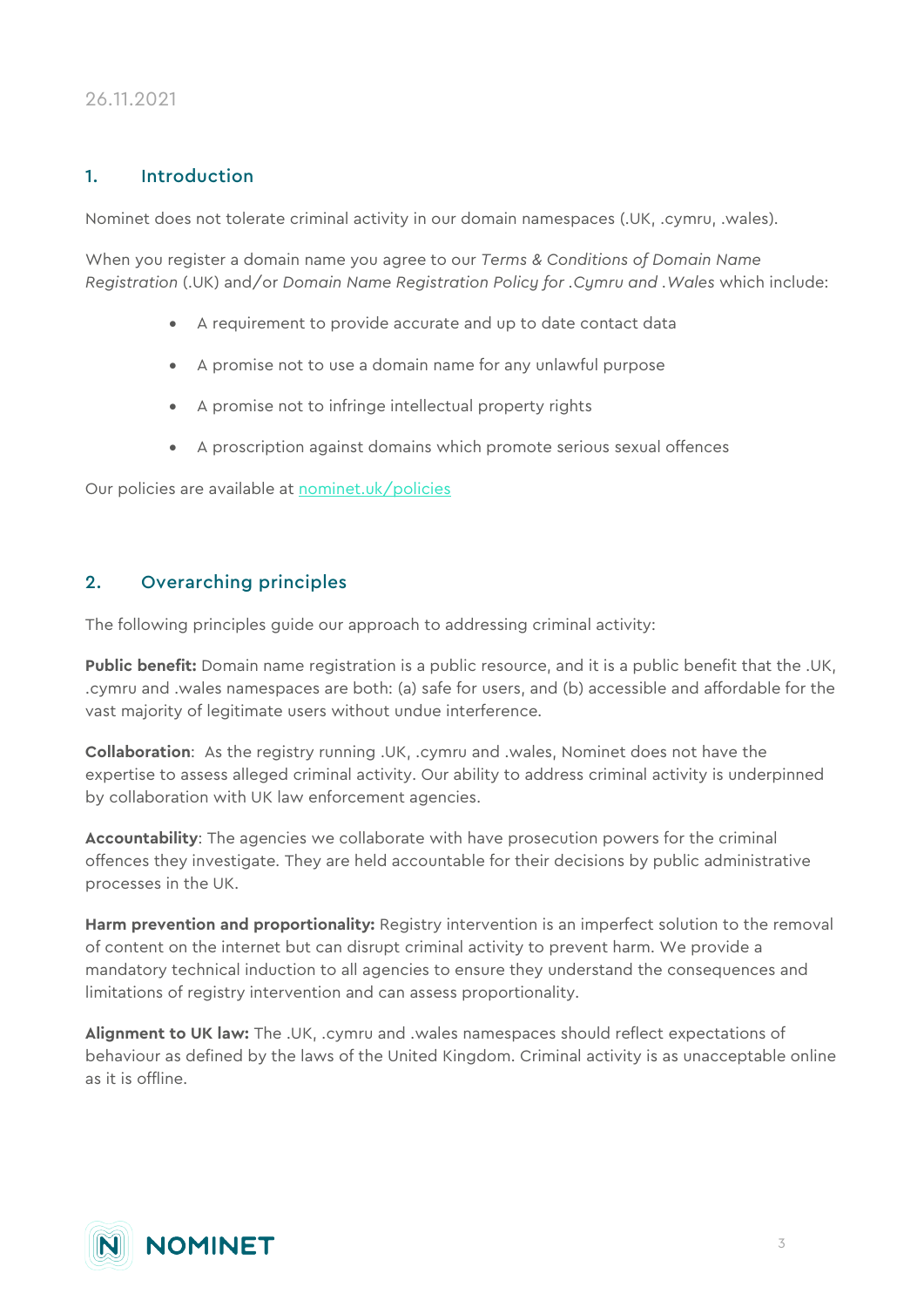26.11.2021

## 1. Introduction

Nominet does not tolerate criminal activity in our domain namespaces (.UK, .cymru, .wales).

When you register a domain name you agree to our *Terms & Conditions of Domain Name Registration* (.UK) and/or *Domain Name Registration Policy for .Cymru and .Wales* which include:

- A requirement to provide accurate and up to date contact data
- A promise not to use a domain name for any unlawful purpose
- A promise not to infringe intellectual property rights
- A proscription against domains which promote serious sexual offences

Our policies are available at [nominet.uk/policies](nominet.uk/policies)

## 2. Overarching principles

The following principles guide our approach to addressing criminal activity:

**Public benefit:** Domain name registration is a public resource, and it is a public benefit that the .UK, .cymru and .wales namespaces are both: (a) safe for users, and (b) accessible and affordable for the vast majority of legitimate users without undue interference.

**Collaboration**: As the registry running .UK, .cymru and .wales, Nominet does not have the expertise to assess alleged criminal activity. Our ability to address criminal activity is underpinned by collaboration with UK law enforcement agencies.

**Accountability**: The agencies we collaborate with have prosecution powers for the criminal offences they investigate. They are held accountable for their decisions by public administrative processes in the UK.

**Harm prevention and proportionality:** Registry intervention is an imperfect solution to the removal of content on the internet but can disrupt criminal activity to prevent harm. We provide a mandatory technical induction to all agencies to ensure they understand the consequences and limitations of registry intervention and can assess proportionality.

**Alignment to UK law:** The .UK, .cymru and .wales namespaces should reflect expectations of behaviour as defined by the laws of the United Kingdom. Criminal activity is as unacceptable online as it is offline.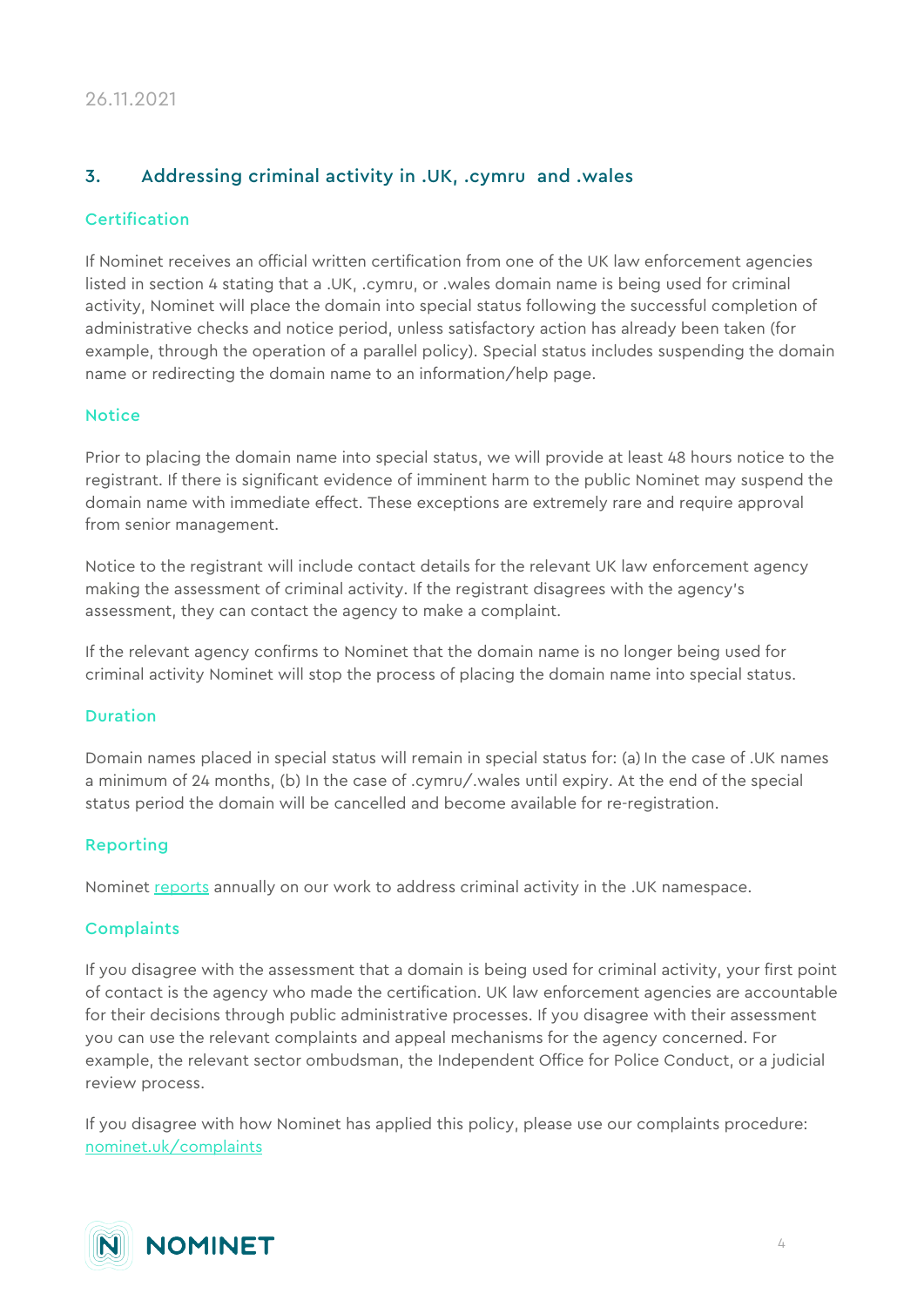26.11.2021

## 3. Addressing criminal activity in .UK, .cymru and .wales

### Certification

If Nominet receives an official written certification from one of the UK law enforcement agencies listed in section 4 stating that a .UK, .cymru, or .wales domain name is being used for criminal activity, Nominet will place the domain into special status following the successful completion of administrative checks and notice period, unless satisfactory action has already been taken (for example, through the operation of a parallel policy). Special status includes suspending the domain name or redirecting the domain name to an information/help page.

### Notice

Prior to placing the domain name into special status, we will provide at least 48 hours notice to the registrant. If there is significant evidence of imminent harm to the public Nominet may suspend the domain name with immediate effect. These exceptions are extremely rare and require approval from senior management.

Notice to the registrant will include contact details for the relevant UK law enforcement agency making the assessment of criminal activity. If the registrant disagrees with the agency's assessment, they can contact the agency to make a complaint.

If the relevant agency confirms to Nominet that the domain name is no longer being used for criminal activity Nominet will stop the process of placing the domain name into special status.

### Duration

Domain names placed in special status will remain in special status for: (a) In the case of .UK names a minimum of 24 months, (b) In the case of .cymru/.wales until expiry. At the end of the special status period the domain will be cancelled and become available for re-registration.

### Reporting

Nominet reports annually on our work to address criminal activity in the .UK namespace.

### Complaints

If you disagree with the assessment that a domain is being used for criminal activity, your first point of contact is the agency who made the certification. UK law enforcement agencies are accountable for their decisions through public administrative processes. If you disagree with their assessment you can use the relevant complaints and appeal mechanisms for the agency concerned. For example, the relevant sector ombudsman, the Independent Office for Police Conduct, or a judicial review process.

If you disagree with how Nominet has applied this policy, please use our complaints procedure: nominet.uk/complaints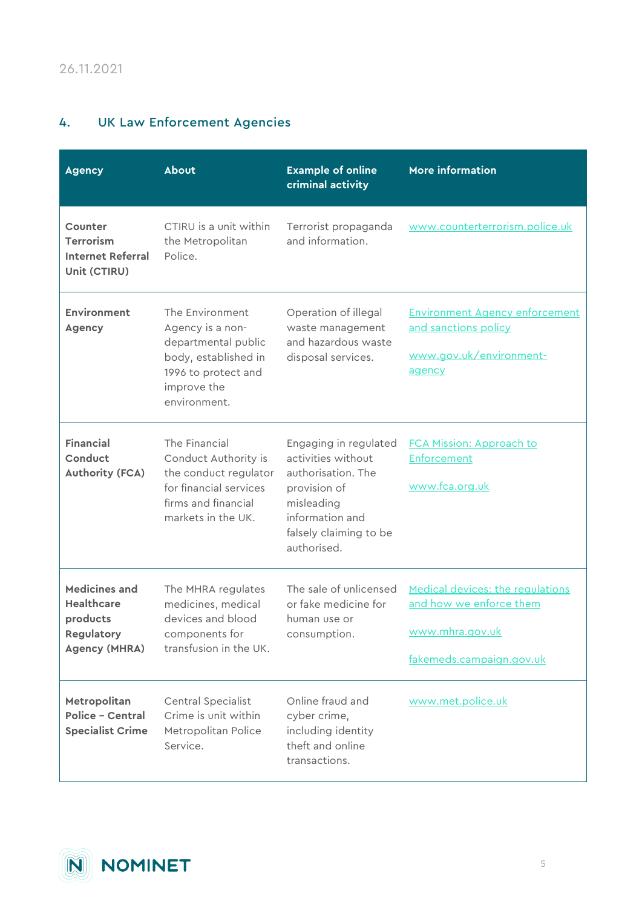26.11.2021

## 4. UK Law Enforcement Agencies

| Agency | About | Example of online criminal activity | More information |
|---|---|---|---|
| **Counter Terrorism Internet Referral Unit (CTIRU)** | CTIRU is a unit within the Metropolitan Police. | Terrorist propaganda and information. | www.counterterrorism.police.uk |
| **Environment Agency** | The Environment Agency is a non-departmental public body, established in 1996 to protect and improve the environment. | Operation of illegal waste management and hazardous waste disposal services. | Environment Agency enforcement and sanctions policy<br><br>www.gov.uk/environment-agency |
| **Financial Conduct Authority (FCA)** | The Financial Conduct Authority is the conduct regulator for financial services firms and financial markets in the UK. | Engaging in regulated activities without authorisation. The provision of misleading information and falsely claiming to be authorised. | FCA Mission: Approach to Enforcement<br><br>www.fca.org.uk |
| **Medicines and Healthcare products Regulatory Agency (MHRA)** | The MHRA regulates medicines, medical devices and blood components for transfusion in the UK. | The sale of unlicensed or fake medicine for human use or consumption. | Medical devices: the regulations and how we enforce them<br><br>www.mhra.gov.uk<br><br>fakemeds.campaign.gov.uk |
| **Metropolitan Police – Central Specialist Crime** | Central Specialist Crime is unit within Metropolitan Police Service. | Online fraud and cyber crime, including identity theft and online transactions. | www.met.police.uk |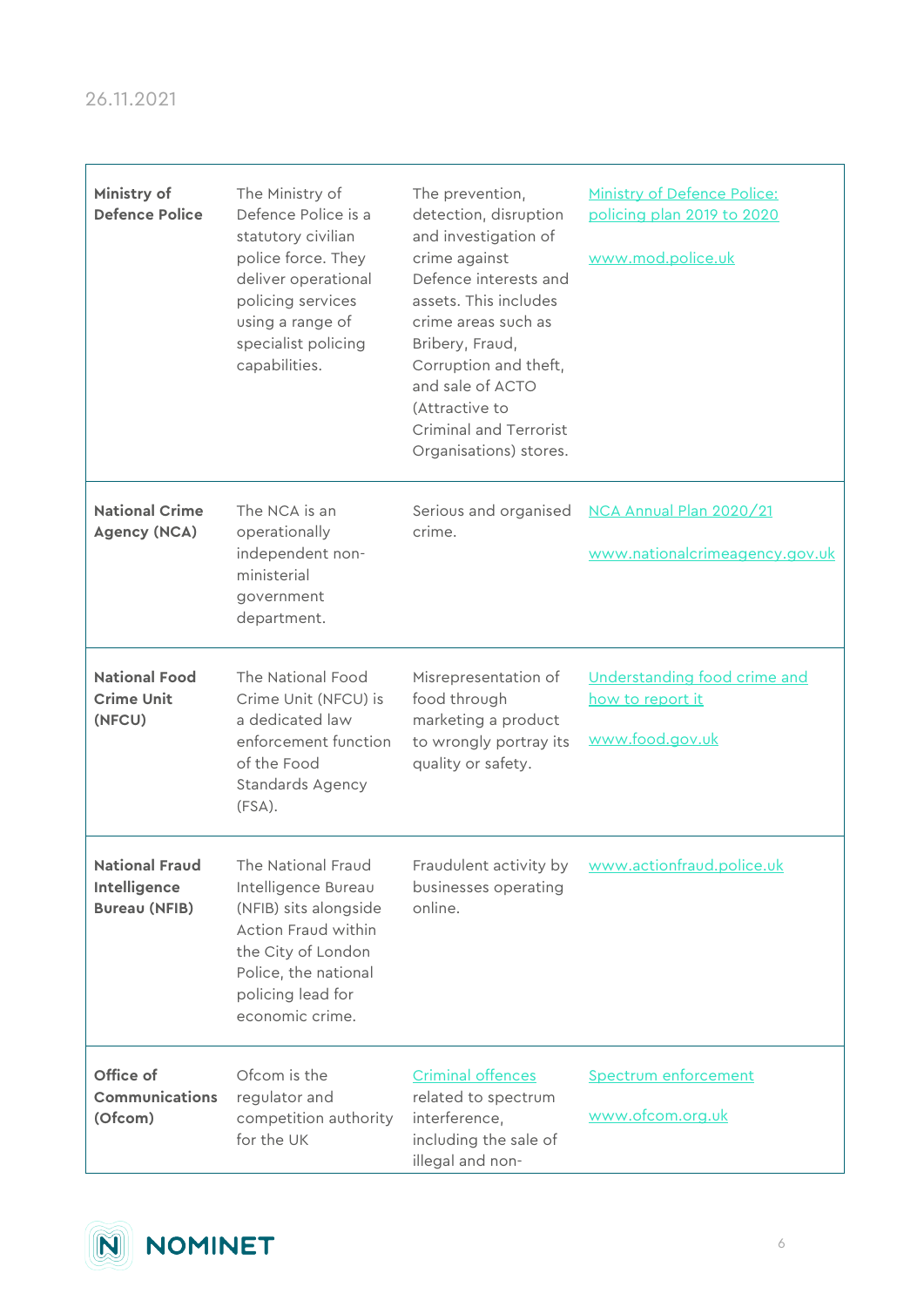26.11.2021

| | | | |
|---|---|---|---|
| **Ministry of Defence Police** | The Ministry of Defence Police is a statutory civilian police force. They deliver operational policing services using a range of specialist policing capabilities. | The prevention, detection, disruption and investigation of crime against Defence interests and assets. This includes crime areas such as Bribery, Fraud, Corruption and theft, and sale of ACTO (Attractive to Criminal and Terrorist Organisations) stores. | Ministry of Defence Police: policing plan 2019 to 2020<br><br>www.mod.police.uk |
| **National Crime Agency (NCA)** | The NCA is an operationally independent non-ministerial government department. | Serious and organised crime. | NCA Annual Plan 2020/21<br><br>www.nationalcrimeagency.gov.uk |
| **National Food Crime Unit (NFCU)** | The National Food Crime Unit (NFCU) is a dedicated law enforcement function of the Food Standards Agency (FSA). | Misrepresentation of food through marketing a product to wrongly portray its quality or safety. | Understanding food crime and how to report it<br><br>www.food.gov.uk |
| **National Fraud Intelligence Bureau (NFIB)** | The National Fraud Intelligence Bureau (NFIB) sits alongside Action Fraud within the City of London Police, the national policing lead for economic crime. | Fraudulent activity by businesses operating online. | www.actionfraud.police.uk |
| **Office of Communications (Ofcom)** | Ofcom is the regulator and competition authority for the UK | Criminal offences related to spectrum interference, including the sale of illegal and non- | Spectrum enforcement<br><br>www.ofcom.org.uk |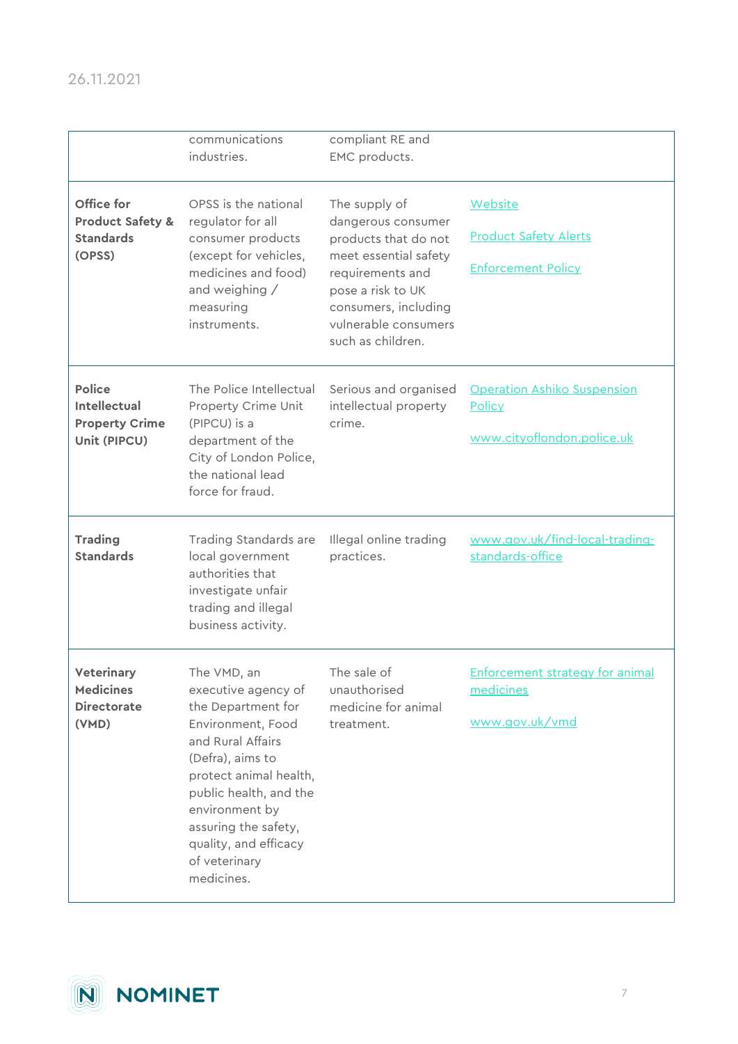|  | communications industries. | compliant RE and EMC products. |  |
|---|---|---|---|
| **Office for Product Safety & Standards (OPSS)** | OPSS is the national regulator for all consumer products (except for vehicles, medicines and food) and weighing / measuring instruments. | The supply of dangerous consumer products that do not meet essential safety requirements and pose a risk to UK consumers, including vulnerable consumers such as children. | Website<br><br>Product Safety Alerts<br><br>Enforcement Policy |
| **Police Intellectual Property Crime Unit (PIPCU)** | The Police Intellectual Property Crime Unit (PIPCU) is a department of the City of London Police, the national lead force for fraud. | Serious and organised intellectual property crime. | Operation Ashiko Suspension Policy<br><br>www.cityoflondon.police.uk |
| **Trading Standards** | Trading Standards are local government authorities that investigate unfair trading and illegal business activity. | Illegal online trading practices. | www.gov.uk/find-local-trading-standards-office |
| **Veterinary Medicines Directorate (VMD)** | The VMD, an executive agency of the Department for Environment, Food and Rural Affairs (Defra), aims to protect animal health, public health, and the environment by assuring the safety, quality, and efficacy of veterinary medicines. | The sale of unauthorised medicine for animal treatment. | Enforcement strategy for animal medicines<br><br>www.gov.uk/vmd |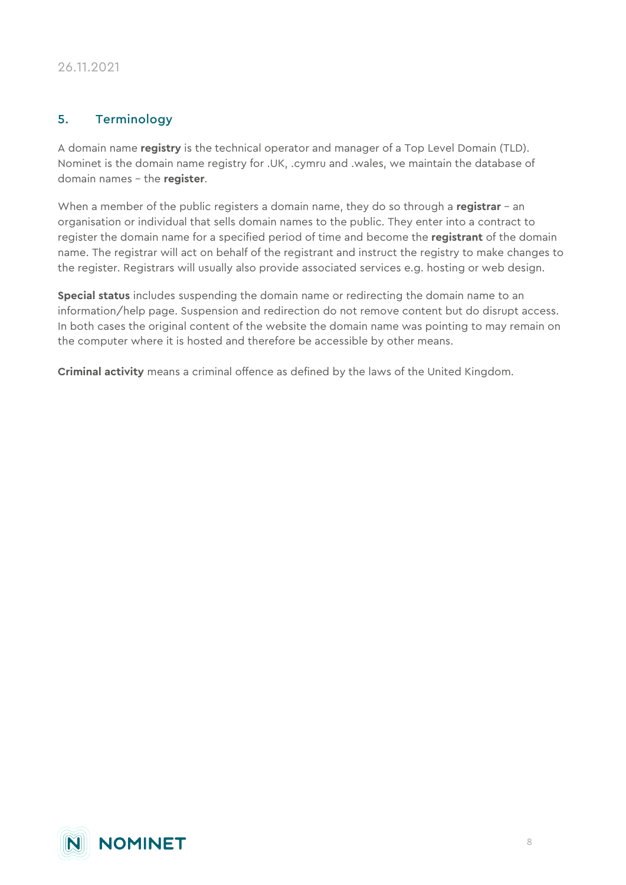## 5. Terminology

A domain name **registry** is the technical operator and manager of a Top Level Domain (TLD). Nominet is the domain name registry for .UK, .cymru and .wales, we maintain the database of domain names – the **register**.

When a member of the public registers a domain name, they do so through a **registrar** – an organisation or individual that sells domain names to the public. They enter into a contract to register the domain name for a specified period of time and become the **registrant** of the domain name. The registrar will act on behalf of the registrant and instruct the registry to make changes to the register. Registrars will usually also provide associated services e.g. hosting or web design.

**Special status** includes suspending the domain name or redirecting the domain name to an information/help page. Suspension and redirection do not remove content but do disrupt access. In both cases the original content of the website the domain name was pointing to may remain on the computer where it is hosted and therefore be accessible by other means.

**Criminal activity** means a criminal offence as defined by the laws of the United Kingdom.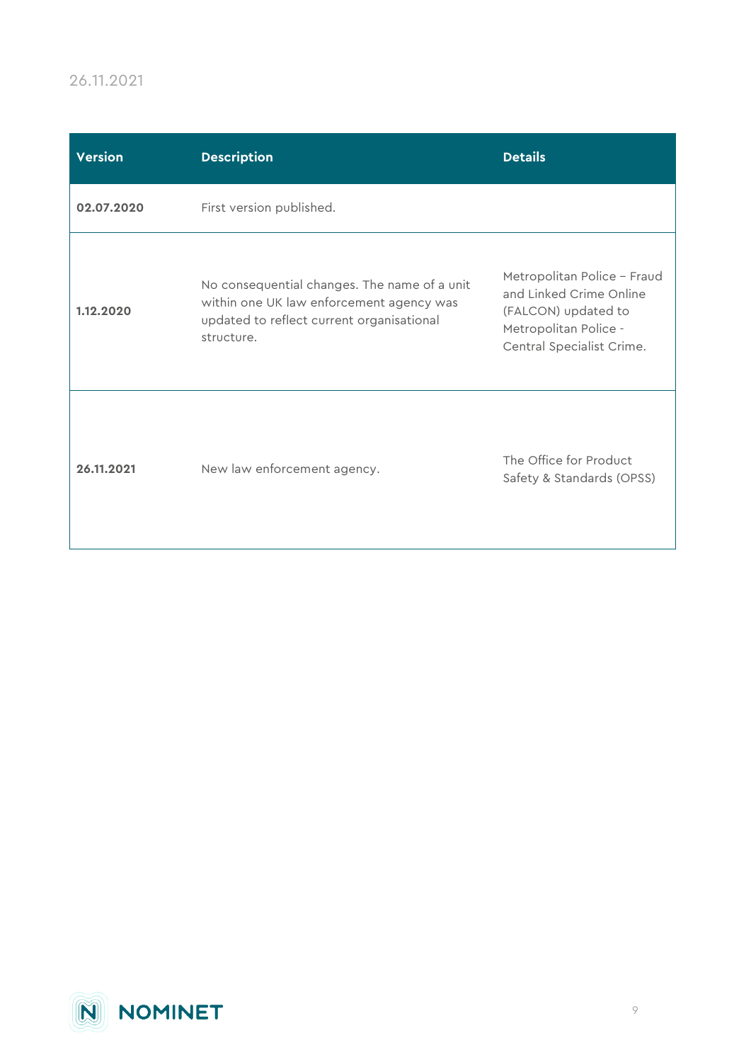26.11.2021

| Version | Description | Details |
| --- | --- | --- |
| **02.07.2020** | First version published. | |
| **1.12.2020** | No consequential changes. The name of a unit within one UK law enforcement agency was updated to reflect current organisational structure. | Metropolitan Police – Fraud and Linked Crime Online (FALCON) updated to Metropolitan Police - Central Specialist Crime. |
| **26.11.2021** | New law enforcement agency. | The Office for Product Safety & Standards (OPSS) |